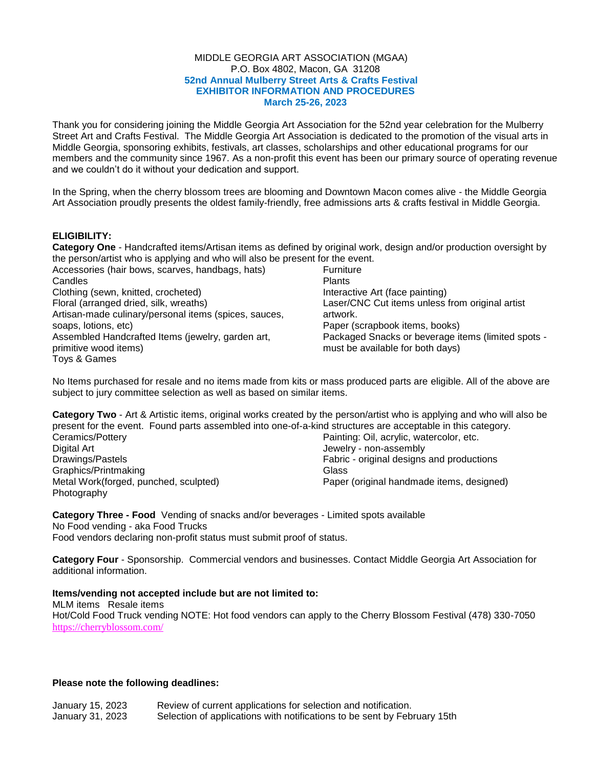MIDDLE GEORGIA ART ASSOCIATION (MGAA)
P.O. Box 4802, Macon, GA 31208

**52nd Annual Mulberry Street Arts & Crafts Festival**
**EXHIBITOR INFORMATION AND PROCEDURES**
**March 25-26, 2023**

Thank you for considering joining the Middle Georgia Art Association for the 52nd year celebration for the Mulberry Street Art and Crafts Festival. The Middle Georgia Art Association is dedicated to the promotion of the visual arts in Middle Georgia, sponsoring exhibits, festivals, art classes, scholarships and other educational programs for our members and the community since 1967. As a non-profit this event has been our primary source of operating revenue and we couldn't do it without your dedication and support.

In the Spring, when the cherry blossom trees are blooming and Downtown Macon comes alive - the Middle Georgia Art Association proudly presents the oldest family-friendly, free admissions arts & crafts festival in Middle Georgia.

**ELIGIBILITY:**

**Category One** - Handcrafted items/Artisan items as defined by original work, design and/or production oversight by the person/artist who is applying and who will also be present for the event.

Accessories (hair bows, scarves, handbags, hats)
Candles
Clothing (sewn, knitted, crocheted)
Floral (arranged dried, silk, wreaths)
Artisan-made culinary/personal items (spices, sauces, soaps, lotions, etc)
Assembled Handcrafted Items (jewelry, garden art, primitive wood items)
Toys & Games
Furniture
Plants
Interactive Art (face painting)
Laser/CNC Cut items unless from original artist artwork.
Paper (scrapbook items, books)
Packaged Snacks or beverage items (limited spots - must be available for both days)

No Items purchased for resale and no items made from kits or mass produced parts are eligible. All of the above are subject to jury committee selection as well as based on similar items.

**Category Two** - Art & Artistic items, original works created by the person/artist who is applying and who will also be present for the event. Found parts assembled into one-of-a-kind structures are acceptable in this category.

Ceramics/Pottery
Digital Art
Drawings/Pastels
Graphics/Printmaking
Metal Work(forged, punched, sculpted)
Photography
Painting: Oil, acrylic, watercolor, etc.
Jewelry - non-assembly
Fabric - original designs and productions
Glass
Paper (original handmade items, designed)

**Category Three - Food** Vending of snacks and/or beverages - Limited spots available
No Food vending - aka Food Trucks
Food vendors declaring non-profit status must submit proof of status.

**Category Four** - Sponsorship. Commercial vendors and businesses. Contact Middle Georgia Art Association for additional information.

**Items/vending not accepted include but are not limited to:**

MLM items Resale items
Hot/Cold Food Truck vending NOTE: Hot food vendors can apply to the Cherry Blossom Festival (478) 330-7050 https://cherryblossom.com/

**Please note the following deadlines:**

January 15, 2023 — Review of current applications for selection and notification.
January 31, 2023 — Selection of applications with notifications to be sent by February 15th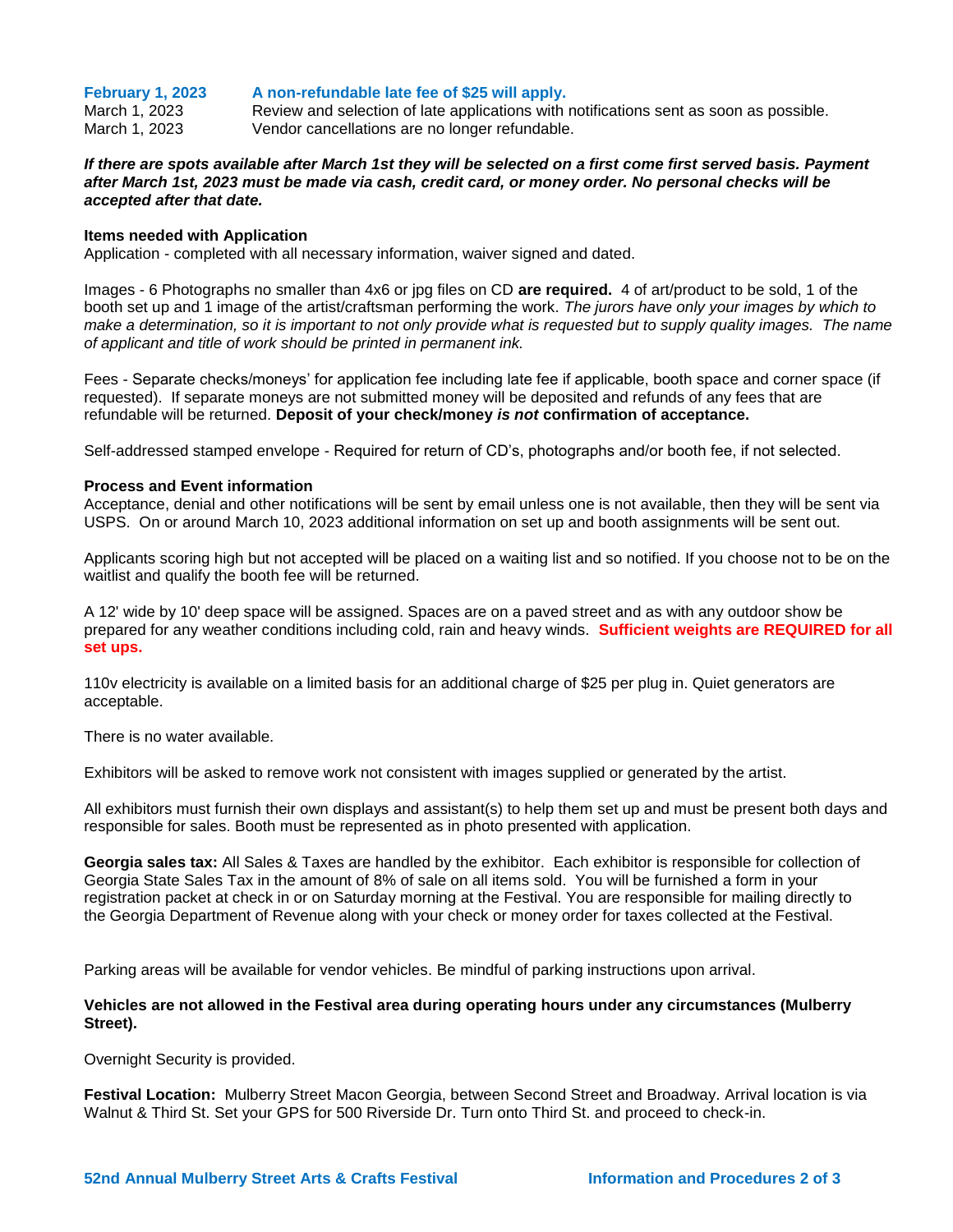| | |
|---|---|
| **February 1, 2023** | **A non-refundable late fee of $25 will apply.** |
| March 1, 2023 | Review and selection of late applications with notifications sent as soon as possible. |
| March 1, 2023 | Vendor cancellations are no longer refundable. |

***If there are spots available after March 1st they will be selected on a first come first served basis. Payment after March 1st, 2023 must be made via cash, credit card, or money order. No personal checks will be accepted after that date.***

**Items needed with Application**

Application - completed with all necessary information, waiver signed and dated.

Images - 6 Photographs no smaller than 4x6 or jpg files on CD **are required.** 4 of art/product to be sold, 1 of the booth set up and 1 image of the artist/craftsman performing the work. *The jurors have only your images by which to make a determination, so it is important to not only provide what is requested but to supply quality images. The name of applicant and title of work should be printed in permanent ink.*

Fees - Separate checks/moneys' for application fee including late fee if applicable, booth space and corner space (if requested). If separate moneys are not submitted money will be deposited and refunds of any fees that are refundable will be returned. **Deposit of your check/money *is not* confirmation of acceptance.**

Self-addressed stamped envelope - Required for return of CD's, photographs and/or booth fee, if not selected.

**Process and Event information**

Acceptance, denial and other notifications will be sent by email unless one is not available, then they will be sent via USPS. On or around March 10, 2023 additional information on set up and booth assignments will be sent out.

Applicants scoring high but not accepted will be placed on a waiting list and so notified. If you choose not to be on the waitlist and qualify the booth fee will be returned.

A 12' wide by 10' deep space will be assigned. Spaces are on a paved street and as with any outdoor show be prepared for any weather conditions including cold, rain and heavy winds. **Sufficient weights are REQUIRED for all set ups.**

110v electricity is available on a limited basis for an additional charge of $25 per plug in. Quiet generators are acceptable.

There is no water available.

Exhibitors will be asked to remove work not consistent with images supplied or generated by the artist.

All exhibitors must furnish their own displays and assistant(s) to help them set up and must be present both days and responsible for sales. Booth must be represented as in photo presented with application.

**Georgia sales tax:** All Sales & Taxes are handled by the exhibitor. Each exhibitor is responsible for collection of Georgia State Sales Tax in the amount of 8% of sale on all items sold. You will be furnished a form in your registration packet at check in or on Saturday morning at the Festival. You are responsible for mailing directly to the Georgia Department of Revenue along with your check or money order for taxes collected at the Festival.

Parking areas will be available for vendor vehicles. Be mindful of parking instructions upon arrival.

**Vehicles are not allowed in the Festival area during operating hours under any circumstances (Mulberry Street).**

Overnight Security is provided.

**Festival Location:** Mulberry Street Macon Georgia, between Second Street and Broadway. Arrival location is via Walnut & Third St. Set your GPS for 500 Riverside Dr. Turn onto Third St. and proceed to check-in.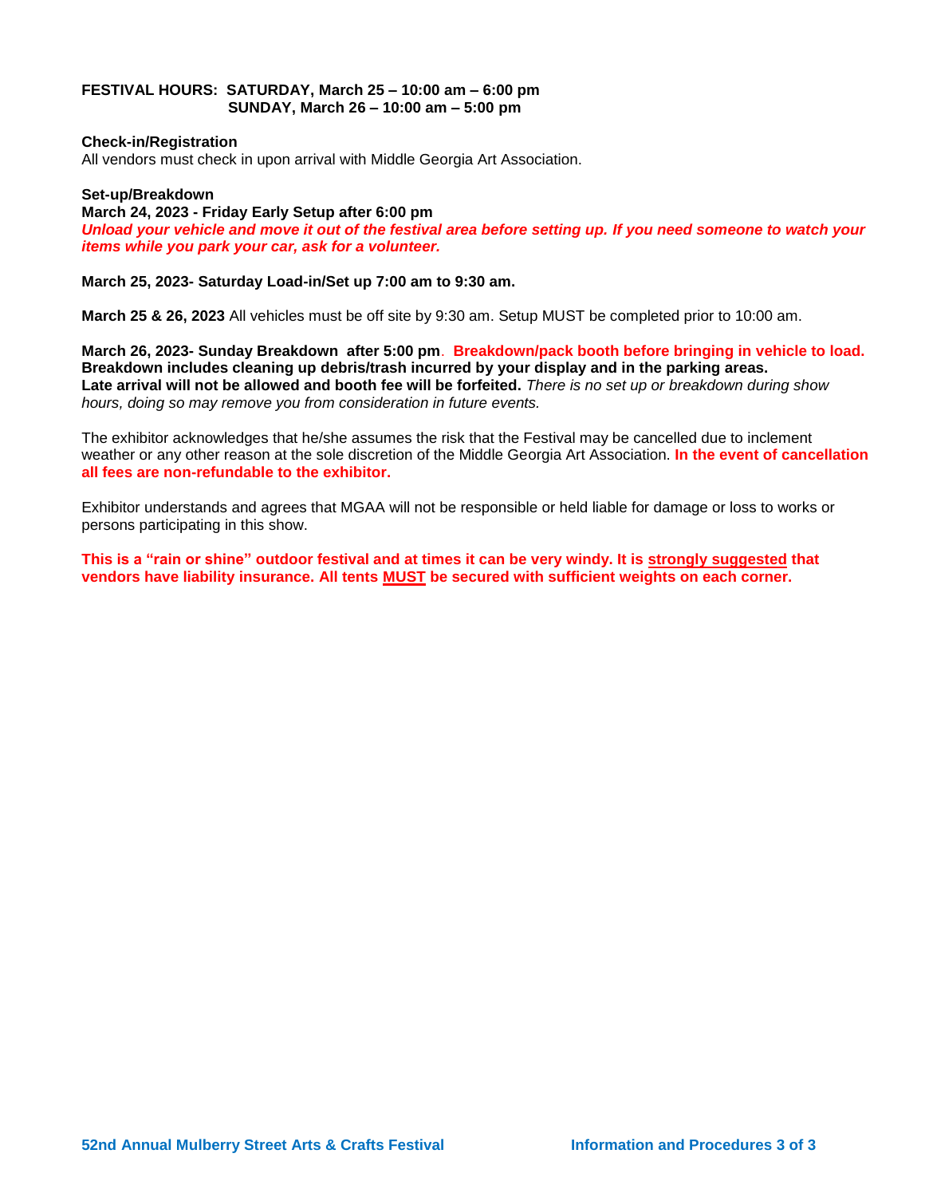**FESTIVAL HOURS: SATURDAY, March 25 – 10:00 am – 6:00 pm**
**SUNDAY, March 26 – 10:00 am – 5:00 pm**

**Check-in/Registration**
All vendors must check in upon arrival with Middle Georgia Art Association.

**Set-up/Breakdown**
**March 24, 2023 - Friday Early Setup after 6:00 pm**
***Unload your vehicle and move it out of the festival area before setting up. If you need someone to watch your items while you park your car, ask for a volunteer.***

**March 25, 2023- Saturday Load-in/Set up 7:00 am to 9:30 am.**

**March 25 & 26, 2023** All vehicles must be off site by 9:30 am. Setup MUST be completed prior to 10:00 am.

**March 26, 2023- Sunday Breakdown after 5:00 pm**. **Breakdown/pack booth before bringing in vehicle to load. Breakdown includes cleaning up debris/trash incurred by your display and in the parking areas. Late arrival will not be allowed and booth fee will be forfeited.** *There is no set up or breakdown during show hours, doing so may remove you from consideration in future events.*

The exhibitor acknowledges that he/she assumes the risk that the Festival may be cancelled due to inclement weather or any other reason at the sole discretion of the Middle Georgia Art Association. **In the event of cancellation all fees are non-refundable to the exhibitor.**

Exhibitor understands and agrees that MGAA will not be responsible or held liable for damage or loss to works or persons participating in this show.

**This is a "rain or shine" outdoor festival and at times it can be very windy. It is strongly suggested that vendors have liability insurance. All tents MUST be secured with sufficient weights on each corner.**